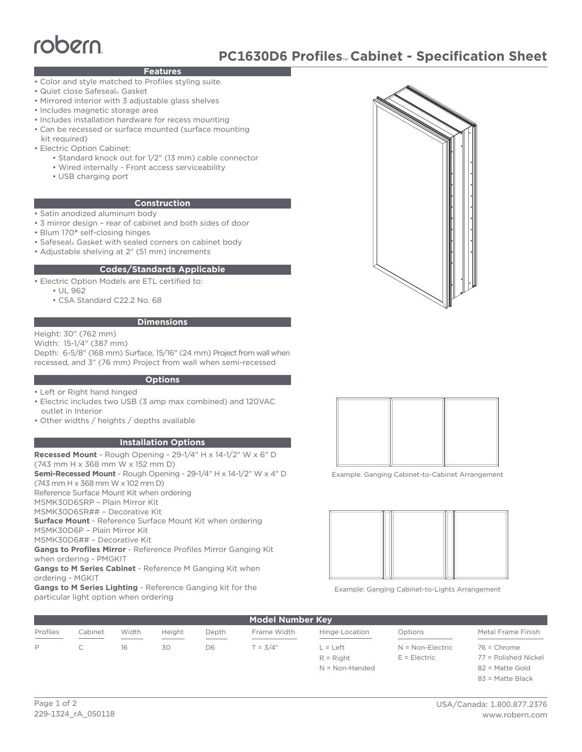robern.

# PC1630D6 Profiles™ Cabinet - Specification Sheet

## Features

- Color and style matched to Profiles styling suite.
- Quiet close Safeseal® Gasket
- Mirrored interior with 3 adjustable glass shelves
- Includes magnetic storage area
- Includes installation hardware for recess mounting
- Can be recessed or surface mounted (surface mounting kit required)
- Electric Option Cabinet:
  - Standard knock out for 1/2" (13 mm) cable connector
  - Wired internally - Front access serviceability
  - USB charging port

## Construction

- Satin anodized aluminum body
- 3 mirror design – rear of cabinet and both sides of door
- Blum 170° self-closing hinges
- Safeseal® Gasket with sealed corners on cabinet body
- Adjustable shelving at 2" (51 mm) increments

## Codes/Standards Applicable

- Electric Option Models are ETL certified to:
  - UL 962
  - CSA Standard C22.2 No. 68

## Dimensions

Height: 30" (762 mm)
Width: 15-1/4" (387 mm)
Depth: 6-5/8" (168 mm) Surface, 15/16" (24 mm) Project from wall when recessed, and 3" (76 mm) Project from wall when semi-recessed

## Options

- Left or Right hand hinged
- Electric includes two USB (3 amp max combined) and 120VAC outlet in Interior
- Other widths / heights / depths available

## Installation Options

**Recessed Mount** - Rough Opening - 29-1/4" H x 14-1/2" W x 6" D (743 mm H x 368 mm W x 152 mm D)
**Semi-Recessed Mount** - Rough Opening - 29-1/4" H x 14-1/2" W x 4" D (743 mm H x 368 mm W x 102 mm D)
Reference Surface Mount Kit when ordering
MSMK30D6SRP – Plain Mirror Kit
MSMK30D6SR## – Decorative Kit
**Surface Mount** - Reference Surface Mount Kit when ordering
MSMK30D6P – Plain Mirror Kit
MSMK30D6## – Decorative Kit
**Gangs to Profiles Mirror** - Reference Profiles Mirror Ganging Kit when ordering - PMGKIT
**Gangs to M Series Cabinet** - Reference M Ganging Kit when ordering - MGKIT
**Gangs to M Series Lighting** - Reference Ganging kit for the particular light option when ordering

Example: Ganging Cabinet-to-Cabinet Arrangement

Example: Ganging Cabinet-to-Lights Arrangement

## Model Number Key

| Profiles | Cabinet | Width | Height | Depth | Frame Width | Hinge Location | Options | Metal Frame Finish |
|---|---|---|---|---|---|---|---|---|
| P | C | 16 | 30 | D6 | T = 3/4" | L = Left | N = Non-Electric | 76 = Chrome |
| | | | | | | R = Right | E = Electric | 77 = Polished Nickel |
| | | | | | | N = Non-Handed | | 82 = Matte Gold |
| | | | | | | | | 83 = Matte Black |

229-1324_rA_050118

USA/Canada: 1.800.877.2376
www.robern.com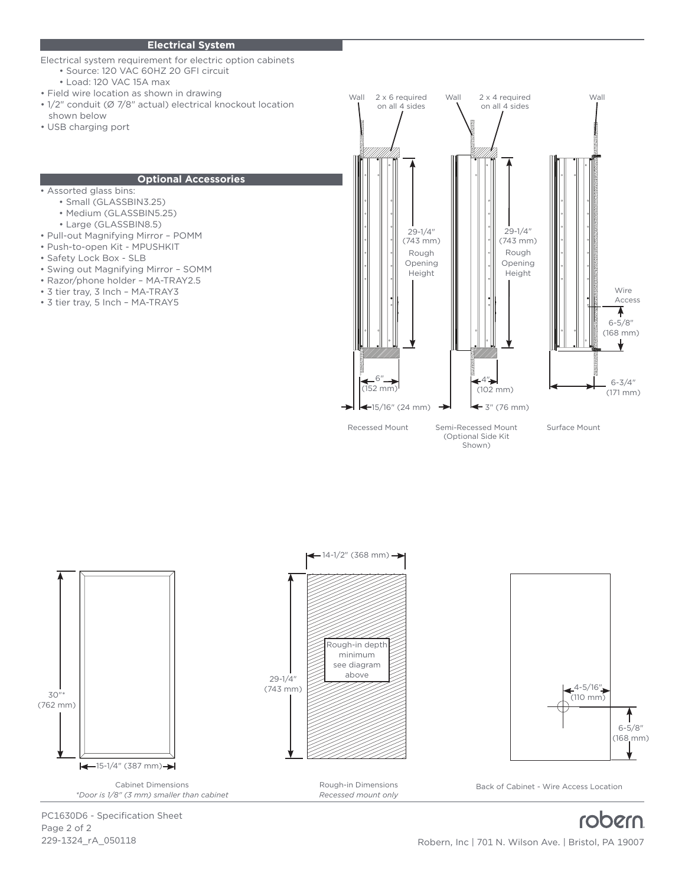## Electrical System

Electrical system requirement for electric option cabinets

- Source: 120 VAC 60HZ 20 GFI circuit
- Load: 120 VAC 15A max

- Field wire location as shown in drawing
- 1/2" conduit (Ø 7/8" actual) electrical knockout location shown below
- USB charging port

## Optional Accessories

- Assorted glass bins:
  - Small (GLASSBIN3.25)
  - Medium (GLASSBIN5.25)
  - Large (GLASSBIN8.5)
- Pull-out Magnifying Mirror – POMM
- Push-to-open Kit - MPUSHKIT
- Safety Lock Box - SLB
- Swing out Magnifying Mirror – SOMM
- Razor/phone holder – MA-TRAY2.5
- 3 tier tray, 3 Inch – MA-TRAY3
- 3 tier tray, 5 Inch – MA-TRAY5

Wall
2 x 6 required on all 4 sides
29-1/4" (743 mm) Rough Opening Height
6" (152 mm)
15/16" (24 mm)

Recessed Mount

Wall
2 x 4 required on all 4 sides
29-1/4" (743 mm) Rough Opening Height
4" (102 mm)
3" (76 mm)

Semi-Recessed Mount (Optional Side Kit Shown)

Wall
Wire Access
6-5/8" (168 mm)
6-3/4" (171 mm)

Surface Mount

30"* (762 mm)
15-1/4" (387 mm)

Cabinet Dimensions
*Door is 1/8" (3 mm) smaller than cabinet

14-1/2" (368 mm)
29-1/4" (743 mm)
Rough-in depth minimum see diagram above

Rough-in Dimensions
*Recessed mount only*

4-5/16" (110 mm)
6-5/8" (168 mm)

Back of Cabinet - Wire Access Location

PC1630D6 - Specification Sheet
229-1324_rA_050118

robern

Robern, Inc | 701 N. Wilson Ave. | Bristol, PA 19007